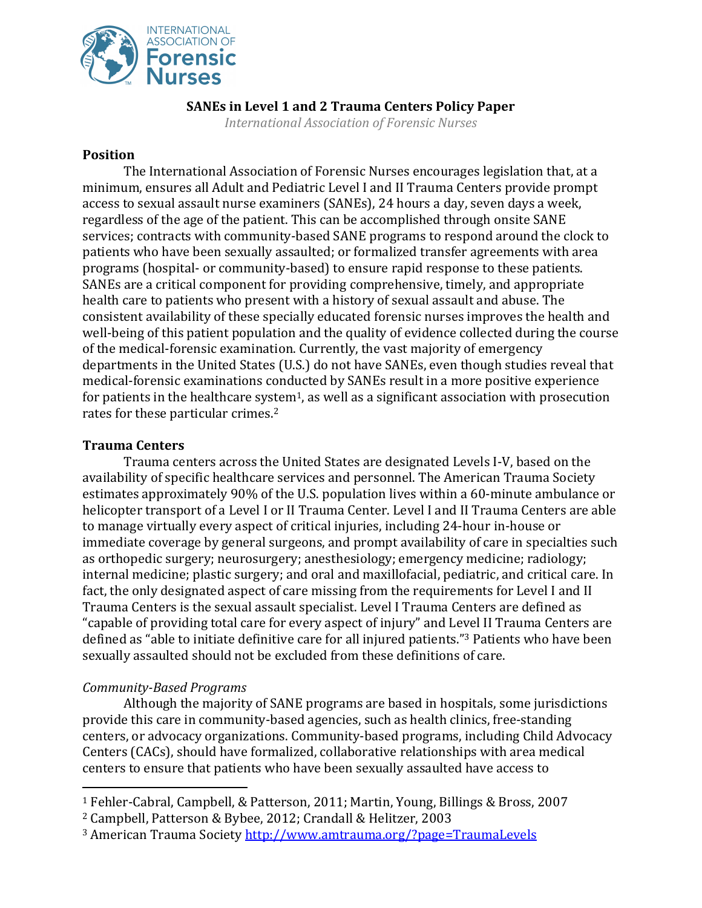# SANEs in Level 1 and 2 Trauma Centers Policy Paper

*International Association of Forensic Nurses*

## Position

The International Association of Forensic Nurses encourages legislation that, at a minimum, ensures all Adult and Pediatric Level I and II Trauma Centers provide prompt access to sexual assault nurse examiners (SANEs), 24 hours a day, seven days a week, regardless of the age of the patient. This can be accomplished through onsite SANE services; contracts with community-based SANE programs to respond around the clock to patients who have been sexually assaulted; or formalized transfer agreements with area programs (hospital- or community-based) to ensure rapid response to these patients. SANEs are a critical component for providing comprehensive, timely, and appropriate health care to patients who present with a history of sexual assault and abuse. The consistent availability of these specially educated forensic nurses improves the health and well-being of this patient population and the quality of evidence collected during the course of the medical-forensic examination. Currently, the vast majority of emergency departments in the United States (U.S.) do not have SANEs, even though studies reveal that medical-forensic examinations conducted by SANEs result in a more positive experience for patients in the healthcare system[1], as well as a significant association with prosecution rates for these particular crimes.[2]

## Trauma Centers

Trauma centers across the United States are designated Levels I-V, based on the availability of specific healthcare services and personnel. The American Trauma Society estimates approximately 90% of the U.S. population lives within a 60-minute ambulance or helicopter transport of a Level I or II Trauma Center. Level I and II Trauma Centers are able to manage virtually every aspect of critical injuries, including 24-hour in-house or immediate coverage by general surgeons, and prompt availability of care in specialties such as orthopedic surgery; neurosurgery; anesthesiology; emergency medicine; radiology; internal medicine; plastic surgery; and oral and maxillofacial, pediatric, and critical care. In fact, the only designated aspect of care missing from the requirements for Level I and II Trauma Centers is the sexual assault specialist. Level I Trauma Centers are defined as "capable of providing total care for every aspect of injury" and Level II Trauma Centers are defined as "able to initiate definitive care for all injured patients."[3] Patients who have been sexually assaulted should not be excluded from these definitions of care.

### *Community-Based Programs*

Although the majority of SANE programs are based in hospitals, some jurisdictions provide this care in community-based agencies, such as health clinics, free-standing centers, or advocacy organizations. Community-based programs, including Child Advocacy Centers (CACs), should have formalized, collaborative relationships with area medical centers to ensure that patients who have been sexually assaulted have access to

---

[1] Fehler-Cabral, Campbell, & Patterson, 2011; Martin, Young, Billings & Bross, 2007

[2] Campbell, Patterson & Bybee, 2012; Crandall & Helitzer, 2003

[3] American Trauma Society http://www.amtrauma.org/?page=TraumaLevels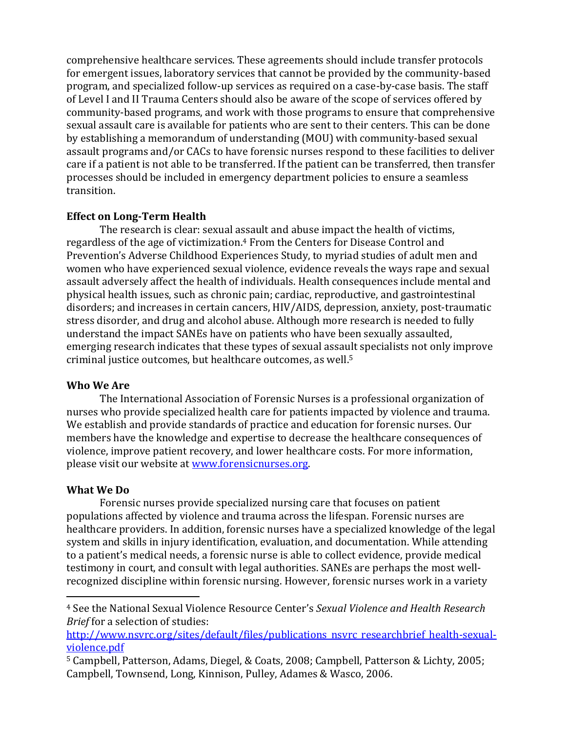comprehensive healthcare services. These agreements should include transfer protocols for emergent issues, laboratory services that cannot be provided by the community-based program, and specialized follow-up services as required on a case-by-case basis. The staff of Level I and II Trauma Centers should also be aware of the scope of services offered by community-based programs, and work with those programs to ensure that comprehensive sexual assault care is available for patients who are sent to their centers. This can be done by establishing a memorandum of understanding (MOU) with community-based sexual assault programs and/or CACs to have forensic nurses respond to these facilities to deliver care if a patient is not able to be transferred. If the patient can be transferred, then transfer processes should be included in emergency department policies to ensure a seamless transition.

**Effect on Long-Term Health**

The research is clear: sexual assault and abuse impact the health of victims, regardless of the age of victimization.[4] From the Centers for Disease Control and Prevention's Adverse Childhood Experiences Study, to myriad studies of adult men and women who have experienced sexual violence, evidence reveals the ways rape and sexual assault adversely affect the health of individuals. Health consequences include mental and physical health issues, such as chronic pain; cardiac, reproductive, and gastrointestinal disorders; and increases in certain cancers, HIV/AIDS, depression, anxiety, post-traumatic stress disorder, and drug and alcohol abuse. Although more research is needed to fully understand the impact SANEs have on patients who have been sexually assaulted, emerging research indicates that these types of sexual assault specialists not only improve criminal justice outcomes, but healthcare outcomes, as well.[5]

**Who We Are**

The International Association of Forensic Nurses is a professional organization of nurses who provide specialized health care for patients impacted by violence and trauma. We establish and provide standards of practice and education for forensic nurses. Our members have the knowledge and expertise to decrease the healthcare consequences of violence, improve patient recovery, and lower healthcare costs. For more information, please visit our website at [www.forensicnurses.org](www.forensicnurses.org).

**What We Do**

Forensic nurses provide specialized nursing care that focuses on patient populations affected by violence and trauma across the lifespan. Forensic nurses are healthcare providers. In addition, forensic nurses have a specialized knowledge of the legal system and skills in injury identification, evaluation, and documentation. While attending to a patient's medical needs, a forensic nurse is able to collect evidence, provide medical testimony in court, and consult with legal authorities. SANEs are perhaps the most well-recognized discipline within forensic nursing. However, forensic nurses work in a variety

---

[4] See the National Sexual Violence Resource Center's *Sexual Violence and Health Research Brief* for a selection of studies: [http://www.nsvrc.org/sites/default/files/publications_nsvrc_researchbrief_health-sexual-violence.pdf](http://www.nsvrc.org/sites/default/files/publications_nsvrc_researchbrief_health-sexual-violence.pdf)

[5] Campbell, Patterson, Adams, Diegel, & Coats, 2008; Campbell, Patterson & Lichty, 2005; Campbell, Townsend, Long, Kinnison, Pulley, Adames & Wasco, 2006.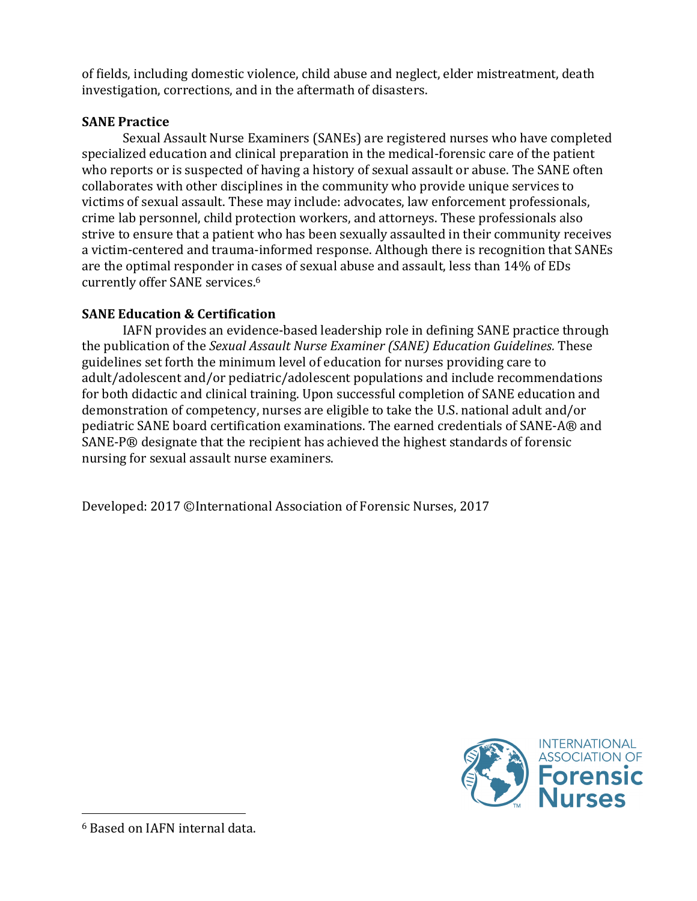of fields, including domestic violence, child abuse and neglect, elder mistreatment, death investigation, corrections, and in the aftermath of disasters.

**SANE Practice**

Sexual Assault Nurse Examiners (SANEs) are registered nurses who have completed specialized education and clinical preparation in the medical-forensic care of the patient who reports or is suspected of having a history of sexual assault or abuse. The SANE often collaborates with other disciplines in the community who provide unique services to victims of sexual assault. These may include: advocates, law enforcement professionals, crime lab personnel, child protection workers, and attorneys. These professionals also strive to ensure that a patient who has been sexually assaulted in their community receives a victim-centered and trauma-informed response. Although there is recognition that SANEs are the optimal responder in cases of sexual abuse and assault, less than 14% of EDs currently offer SANE services.[6]

**SANE Education & Certification**

IAFN provides an evidence-based leadership role in defining SANE practice through the publication of the *Sexual Assault Nurse Examiner (SANE) Education Guidelines.* These guidelines set forth the minimum level of education for nurses providing care to adult/adolescent and/or pediatric/adolescent populations and include recommendations for both didactic and clinical training. Upon successful completion of SANE education and demonstration of competency, nurses are eligible to take the U.S. national adult and/or pediatric SANE board certification examinations. The earned credentials of SANE-A® and SANE-P® designate that the recipient has achieved the highest standards of forensic nursing for sexual assault nurse examiners.

Developed: 2017 ©International Association of Forensic Nurses, 2017

---

[6] Based on IAFN internal data.